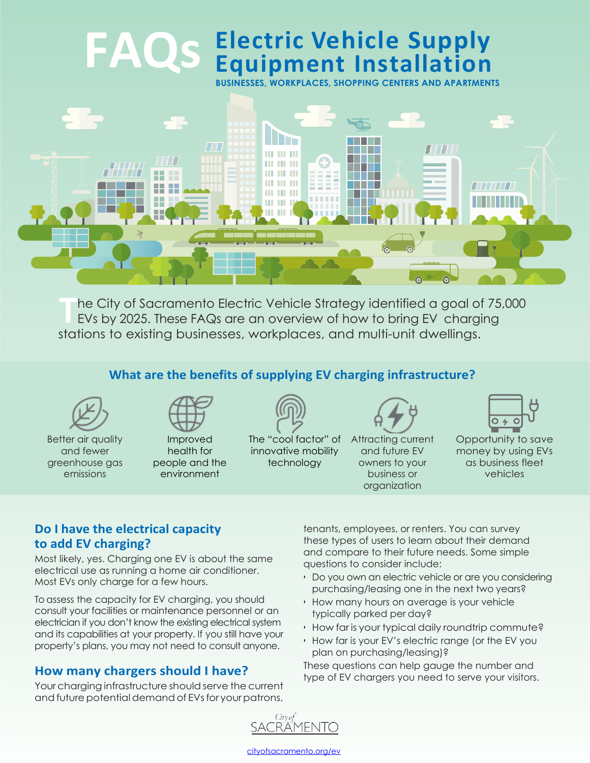# FAQs Electric Vehicle Supply Equipment Installation

**BUSINESSES, WORKPLACES, SHOPPING CENTERS AND APARTMENTS**

The City of Sacramento Electric Vehicle Strategy identified a goal of 75,000 EVs by 2025. These FAQs are an overview of how to bring EV charging stations to existing businesses, workplaces, and multi-unit dwellings.

## What are the benefits of supplying EV charging infrastructure?

- Better air quality and fewer greenhouse gas emissions
- Improved health for people and the environment
- The "cool factor" of innovative mobility technology
- Attracting current and future EV owners to your business or organization
- Opportunity to save money by using EVs as business fleet vehicles

## Do I have the electrical capacity to add EV charging?

Most likely, yes. Charging one EV is about the same electrical use as running a home air conditioner. Most EVs only charge for a few hours.

To assess the capacity for EV charging, you should consult your facilities or maintenance personnel or an electrician if you don't know the existing electrical system and its capabilities at your property. If you still have your property's plans, you may not need to consult anyone.

## How many chargers should I have?

Your charging infrastructure should serve the current and future potential demand of EVs for your patrons, tenants, employees, or renters. You can survey these types of users to learn about their demand and compare to their future needs. Some simple questions to consider include:

- Do you own an electric vehicle or are you considering purchasing/leasing one in the next two years?
- How many hours on average is your vehicle typically parked per day?
- How far is your typical daily roundtrip commute?
- How far is your EV's electric range (or the EV you plan on purchasing/leasing)?

These questions can help gauge the number and type of EV chargers you need to serve your visitors.

City of SACRAMENTO

cityofsacramento.org/ev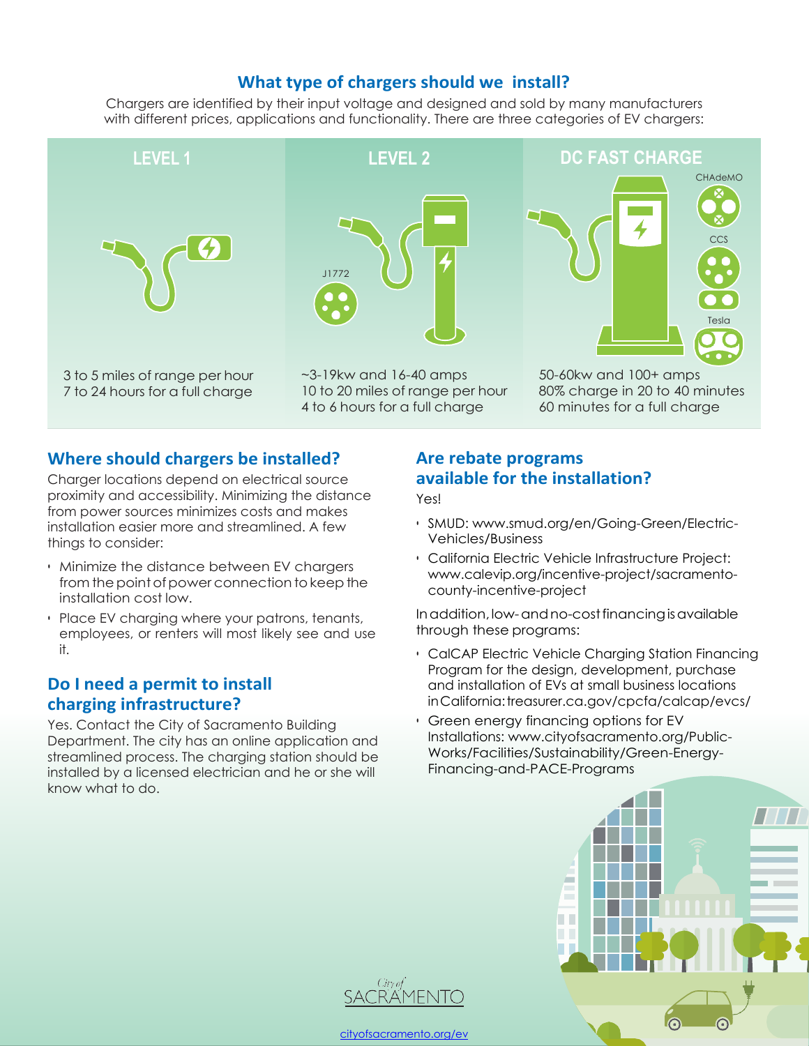## What type of chargers should we install?

Chargers are identified by their input voltage and designed and sold by many manufacturers with different prices, applications and functionality. There are three categories of EV chargers:

### LEVEL 1

3 to 5 miles of range per hour
7 to 24 hours for a full charge

### LEVEL 2

J1772

~3-19kw and 16-40 amps
10 to 20 miles of range per hour
4 to 6 hours for a full charge

### DC FAST CHARGE

CHAdeMO
CCS
Tesla

50-60kw and 100+ amps
80% charge in 20 to 40 minutes
60 minutes for a full charge

## Where should chargers be installed?

Charger locations depend on electrical source proximity and accessibility. Minimizing the distance from power sources minimizes costs and makes installation easier more and streamlined. A few things to consider:

- Minimize the distance between EV chargers from the point of power connection to keep the installation cost low.
- Place EV charging where your patrons, tenants, employees, or renters will most likely see and use it.

## Do I need a permit to install charging infrastructure?

Yes. Contact the City of Sacramento Building Department. The city has an online application and streamlined process. The charging station should be installed by a licensed electrician and he or she will know what to do.

## Are rebate programs available for the installation?

Yes!

- SMUD: www.smud.org/en/Going-Green/Electric-Vehicles/Business
- California Electric Vehicle Infrastructure Project: www.calevip.org/incentive-project/sacramento-county-incentive-project

In addition, low- and no-cost financing is available through these programs:

- CalCAP Electric Vehicle Charging Station Financing Program for the design, development, purchase and installation of EVs at small business locations in California: treasurer.ca.gov/cpcfa/calcap/evcs/
- Green energy financing options for EV Installations: www.cityofsacramento.org/Public-Works/Facilities/Sustainability/Green-Energy-Financing-and-PACE-Programs

City of SACRAMENTO

cityofsacramento.org/ev